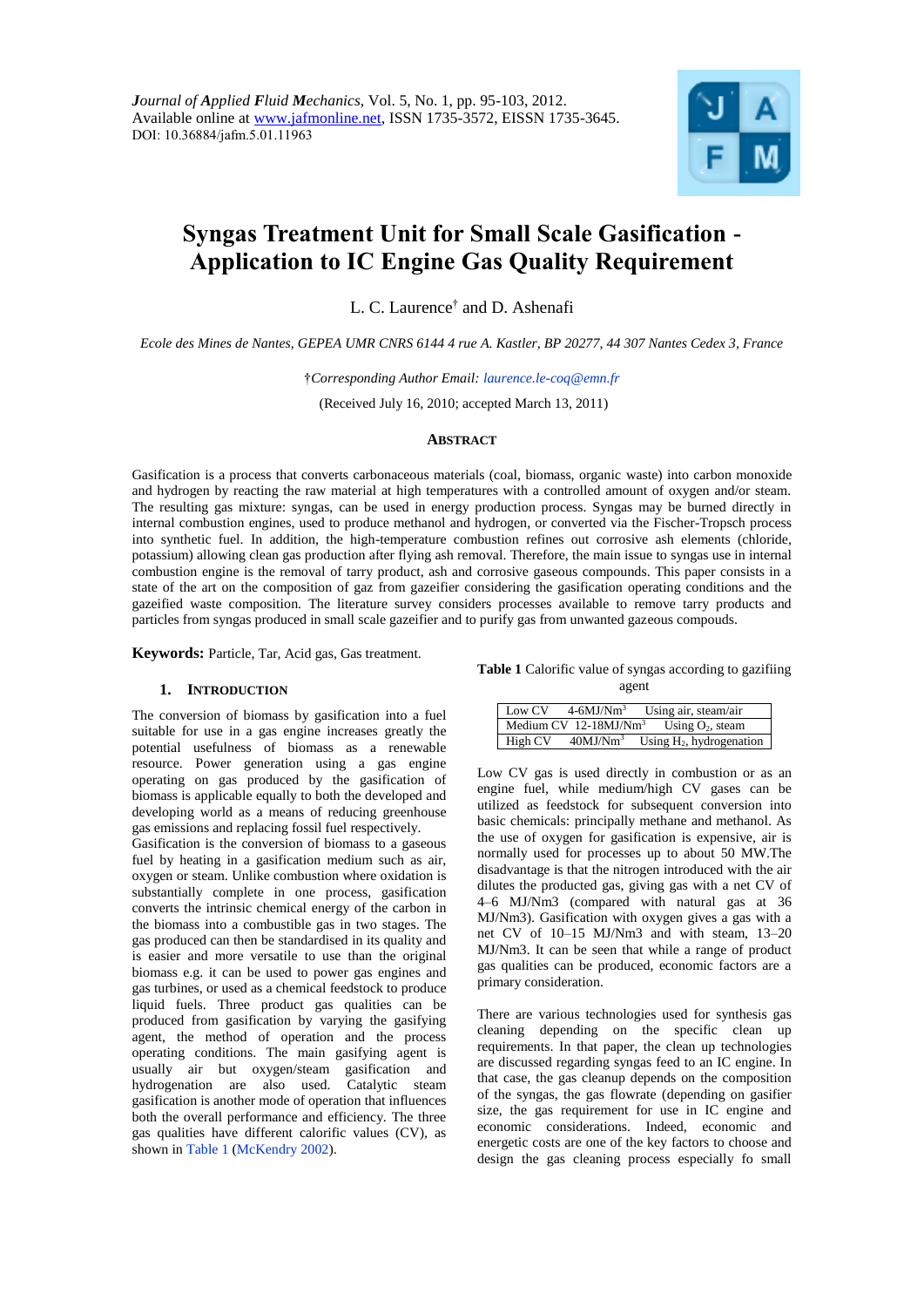*Journal of Applied Fluid Mechanics*, Vol. 5, No. 1, pp. 95-103, 2012.
Available online at www.jafmonline.net, ISSN 1735-3572, EISSN 1735-3645.
DOI: 10.36884/jafm.5.01.11963

# Syngas Treatment Unit for Small Scale Gasification - Application to IC Engine Gas Quality Requirement

L. C. Laurence† and D. Ashenafi

*Ecole des Mines de Nantes, GEPEA UMR CNRS 6144 4 rue A. Kastler, BP 20277, 44 307 Nantes Cedex 3, France*

†*Corresponding Author Email: laurence.le-coq@emn.fr*

(Received July 16, 2010; accepted March 13, 2011)

## Abstract

Gasification is a process that converts carbonaceous materials (coal, biomass, organic waste) into carbon monoxide and hydrogen by reacting the raw material at high temperatures with a controlled amount of oxygen and/or steam. The resulting gas mixture: syngas, can be used in energy production process. Syngas may be burned directly in internal combustion engines, used to produce methanol and hydrogen, or converted via the Fischer-Tropsch process into synthetic fuel. In addition, the high-temperature combustion refines out corrosive ash elements (chloride, potassium) allowing clean gas production after flying ash removal. Therefore, the main issue to syngas use in internal combustion engine is the removal of tarry product, ash and corrosive gaseous compounds. This paper consists in a state of the art on the composition of gaz from gazeifier considering the gasification operating conditions and the gazeified waste composition. The literature survey considers processes available to remove tarry products and particles from syngas produced in small scale gazeifier and to purify gas from unwanted gazeous compouds.

**Keywords:** Particle, Tar, Acid gas, Gas treatment.

## 1. Introduction

The conversion of biomass by gasification into a fuel suitable for use in a gas engine increases greatly the potential usefulness of biomass as a renewable resource. Power generation using a gas engine operating on gas produced by the gasification of biomass is applicable equally to both the developed and developing world as a means of reducing greenhouse gas emissions and replacing fossil fuel respectively.

Gasification is the conversion of biomass to a gaseous fuel by heating in a gasification medium such as air, oxygen or steam. Unlike combustion where oxidation is substantially complete in one process, gasification converts the intrinsic chemical energy of the carbon in the biomass into a combustible gas in two stages. The gas produced can then be standardised in its quality and is easier and more versatile to use than the original biomass e.g. it can be used to power gas engines and gas turbines, or used as a chemical feedstock to produce liquid fuels. Three product gas qualities can be produced from gasification by varying the gasifying agent, the method of operation and the process operating conditions. The main gasifying agent is usually air but oxygen/steam gasification and hydrogenation are also used. Catalytic steam gasification is another mode of operation that influences both the overall performance and efficiency. The three gas qualities have different calorific values (CV), as shown in Table 1 (McKendry 2002).

**Table 1** Calorific value of syngas according to gazifiing agent

| | | |
|---|---|---|
| Low CV | 4-6MJ/Nm$^3$ | Using air, steam/air |
| Medium CV | 12-18MJ/Nm$^3$ | Using $O_2$, steam |
| High CV | 40MJ/Nm$^3$ | Using $H_2$, hydrogenation |

Low CV gas is used directly in combustion or as an engine fuel, while medium/high CV gases can be utilized as feedstock for subsequent conversion into basic chemicals: principally methane and methanol. As the use of oxygen for gasification is expensive, air is normally used for processes up to about 50 MW.The disadvantage is that the nitrogen introduced with the air dilutes the producted gas, giving gas with a net CV of 4–6 MJ/Nm3 (compared with natural gas at 36 MJ/Nm3). Gasification with oxygen gives a gas with a net CV of 10–15 MJ/Nm3 and with steam, 13–20 MJ/Nm3. It can be seen that while a range of product gas qualities can be produced, economic factors are a primary consideration.

There are various technologies used for synthesis gas cleaning depending on the specific clean up requirements. In that paper, the clean up technologies are discussed regarding syngas feed to an IC engine. In that case, the gas cleanup depends on the composition of the syngas, the gas flowrate (depending on gasifier size, the gas requirement for use in IC engine and economic considerations. Indeed, economic and energetic costs are one of the key factors to choose and design the gas cleaning process especially fo small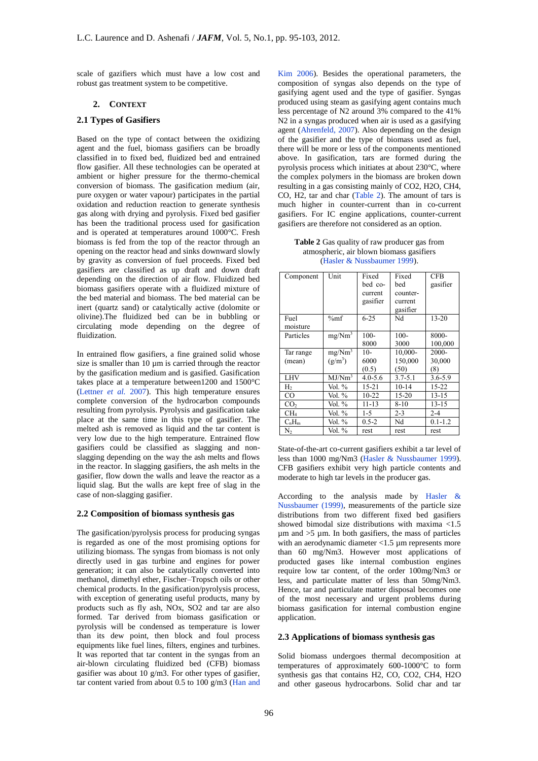scale of gazifiers which must have a low cost and robust gas treatment system to be competitive.

## 2. CONTEXT

### 2.1 Types of Gasifiers

Based on the type of contact between the oxidizing agent and the fuel, biomass gasifiers can be broadly classified in to fixed bed, fluidized bed and entrained flow gasifier. All these technologies can be operated at ambient or higher pressure for the thermo-chemical conversion of biomass. The gasification medium (air, pure oxygen or water vapour) participates in the partial oxidation and reduction reaction to generate synthesis gas along with drying and pyrolysis. Fixed bed gasifier has been the traditional process used for gasification and is operated at temperatures around 1000°C. Fresh biomass is fed from the top of the reactor through an opening on the reactor head and sinks downward slowly by gravity as conversion of fuel proceeds. Fixed bed gasifiers are classified as up draft and down draft depending on the direction of air flow. Fluidized bed biomass gasifiers operate with a fluidized mixture of the bed material and biomass. The bed material can be inert (quartz sand) or catalytically active (dolomite or olivine).The fluidized bed can be in bubbling or circulating mode depending on the degree of fluidization.

In entrained flow gasifiers, a fine grained solid whose size is smaller than 10 µm is carried through the reactor by the gasification medium and is gasified. Gasification takes place at a temperature between1200 and 1500°C (Lettner *et al.* 2007). This high temperature ensures complete conversion of the hydrocarbon compounds resulting from pyrolysis. Pyrolysis and gasification take place at the same time in this type of gasifier. The melted ash is removed as liquid and the tar content is very low due to the high temperature. Entrained flow gasifiers could be classified as slagging and non-slagging depending on the way the ash melts and flows in the reactor. In slagging gasifiers, the ash melts in the gasifier, flow down the walls and leave the reactor as a liquid slag. But the walls are kept free of slag in the case of non-slagging gasifier.

### 2.2 Composition of biomass synthesis gas

The gasification/pyrolysis process for producing syngas is regarded as one of the most promising options for utilizing biomass. The syngas from biomass is not only directly used in gas turbine and engines for power generation; it can also be catalytically converted into methanol, dimethyl ether, Fischer–Tropsch oils or other chemical products. In the gasification/pyrolysis process, with exception of generating useful products, many by products such as fly ash, NOx, SO2 and tar are also formed. Tar derived from biomass gasification or pyrolysis will be condensed as temperature is lower than its dew point, then block and foul process equipments like fuel lines, filters, engines and turbines. It was reported that tar content in the syngas from an air-blown circulating fluidized bed (CFB) biomass gasifier was about 10 g/m3. For other types of gasifier, tar content varied from about 0.5 to 100 g/m3 (Han and Kim 2006). Besides the operational parameters, the composition of syngas also depends on the type of gasifying agent used and the type of gasifier. Syngas produced using steam as gasifying agent contains much less percentage of N2 around 3% compared to the 41% N2 in a syngas produced when air is used as a gasifying agent (Ahrenfeld, 2007). Also depending on the design of the gasifier and the type of biomass used as fuel, there will be more or less of the components mentioned above. In gasification, tars are formed during the pyrolysis process which initiates at about 230°C, where the complex polymers in the biomass are broken down resulting in a gas consisting mainly of CO2, H2O, CH4, CO, H2, tar and char (Table 2). The amount of tars is much higher in counter-current than in co-current gasifiers. For IC engine applications, counter-current gasifiers are therefore not considered as an option.

**Table 2** Gas quality of raw producer gas from atmospheric, air blown biomass gasifiers (Hasler & Nussbaumer 1999).

| Component | Unit | Fixed bed co-current gasifier | Fixed bed counter-current gasifier | CFB gasifier |
|---|---|---|---|---|
| Fuel moisture | %mf | 6-25 | Nd | 13-20 |
| Particles | mg/Nm$^3$ | 100-8000 | 100-3000 | 8000-100,000 |
| Tar range (mean) | mg/Nm$^3$ (g/m$^3$) | 10-6000 (0.5) | 10,000-150,000 (50) | 2000-30,000 (8) |
| LHV | MJ/Nm$^3$ | 4.0-5.6 | 3.7-5.1 | 3.6-5.9 |
| $H_2$ | Vol. % | 15-21 | 10-14 | 15-22 |
| CO | Vol. % | 10-22 | 15-20 | 13-15 |
| $CO_2$ | Vol. % | 11-13 | 8-10 | 13-15 |
| $CH_4$ | Vol. % | 1-5 | 2-3 | 2-4 |
| $C_nH_m$ | Vol. % | 0.5-2 | Nd | 0.1-1.2 |
| $N_2$ | Vol. % | rest | rest | rest |

State-of-the-art co-current gasifiers exhibit a tar level of less than 1000 mg/Nm3 (Hasler & Nussbaumer 1999). CFB gasifiers exhibit very high particle contents and moderate to high tar levels in the producer gas.

According to the analysis made by Hasler & Nussbaumer (1999), measurements of the particle size distributions from two different fixed bed gasifiers showed bimodal size distributions with maxima <1.5 µm and >5 µm. In both gasifiers, the mass of particles with an aerodynamic diameter <1.5 µm represents more than 60 mg/Nm3. However most applications of producted gases like internal combustion engines require low tar content, of the order 100mg/Nm3 or less, and particulate matter of less than 50mg/Nm3. Hence, tar and particulate matter disposal becomes one of the most necessary and urgent problems during biomass gasification for internal combustion engine application.

### 2.3 Applications of biomass synthesis gas

Solid biomass undergoes thermal decomposition at temperatures of approximately 600-1000°C to form synthesis gas that contains H2, CO, CO2, CH4, H2O and other gaseous hydrocarbons. Solid char and tar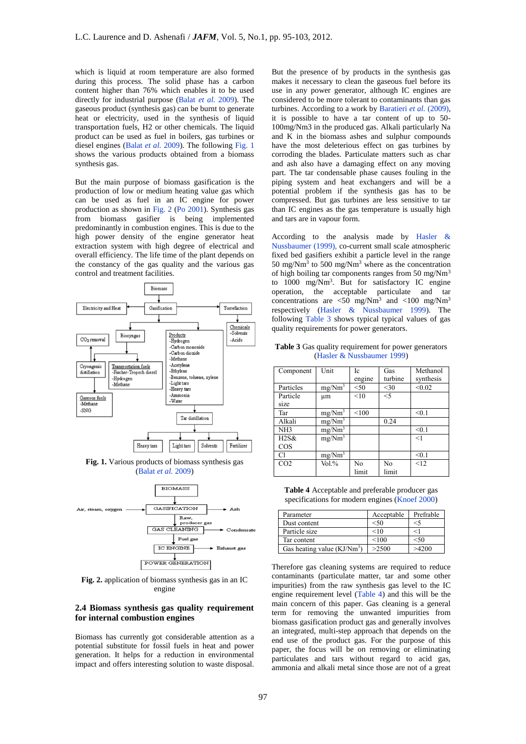which is liquid at room temperature are also formed during this process. The solid phase has a carbon content higher than 76% which enables it to be used directly for industrial purpose (Balat *et al.* 2009). The gaseous product (synthesis gas) can be burnt to generate heat or electricity, used in the synthesis of liquid transportation fuels, H2 or other chemicals. The liquid product can be used as fuel in boilers, gas turbines or diesel engines (Balat *et al.* 2009). The following Fig. 1 shows the various products obtained from a biomass synthesis gas.

But the main purpose of biomass gasification is the production of low or medium heating value gas which can be used as fuel in an IC engine for power production as shown in Fig. 2 (Po 2001). Synthesis gas from biomass gasifier is being implemented predominantly in combustion engines. This is due to the high power density of the engine generator heat extraction system with high degree of electrical and overall efficiency. The life time of the plant depends on the constancy of the gas quality and the various gas control and treatment facilities.

**Fig. 1.** Various products of biomass synthesis gas (Balat *et al.* 2009)

**Fig. 2.** application of biomass synthesis gas in an IC engine

## 2.4 Biomass synthesis gas quality requirement for internal combustion engines

Biomass has currently got considerable attention as a potential substitute for fossil fuels in heat and power generation. It helps for a reduction in environmental impact and offers interesting solution to waste disposal. But the presence of by products in the synthesis gas makes it necessary to clean the gaseous fuel before its use in any power generator, although IC engines are considered to be more tolerant to contaminants than gas turbines. According to a work by Baratieri *et al.* (2009), it is possible to have a tar content of up to 50-100mg/Nm3 in the produced gas. Alkali particularly Na and K in the biomass ashes and sulphur compounds have the most deleterious effect on gas turbines by corroding the blades. Particulate matters such as char and ash also have a damaging effect on any moving part. The tar condensable phase causes fouling in the piping system and heat exchangers and will be a potential problem if the synthesis gas has to be compressed. But gas turbines are less sensitive to tar than IC engines as the gas temperature is usually high and tars are in vapour form.

According to the analysis made by Hasler & Nussbaumer (1999), co-current small scale atmospheric fixed bed gasifiers exhibit a particle level in the range 50 mg/Nm$^3$ to 500 mg/Nm$^3$ where as the concentration of high boiling tar components ranges from 50 mg/Nm$^3$ to 1000 mg/Nm$^3$. But for satisfactory IC engine operation, the acceptable particulate and tar concentrations are <50 mg/Nm$^3$ and <100 mg/Nm$^3$ respectively (Hasler & Nussbaumer 1999). The following Table 3 shows typical typical values of gas quality requirements for power generators.

**Table 3** Gas quality requirement for power generators (Hasler & Nussbaumer 1999)

| Component | Unit | Ic engine | Gas turbine | Methanol synthesis |
|---|---|---|---|---|
| Particles | mg/Nm$^3$ | <50 | <30 | <0.02 |
| Particle size | µm | <10 | <5 | |
| Tar | mg/Nm$^3$ | <100 | | <0.1 |
| Alkali | mg/Nm$^3$ | | 0.24 | |
| NH3 | mg/Nm$^3$ | | | <0.1 |
| H2S& COS | mg/Nm$^3$ | | | <1 |
| Cl | mg/Nm$^3$ | | | <0.1 |
| CO2 | Vol.% | No limit | No limit | <12 |

**Table 4** Acceptable and preferable producer gas specifications for modern engines (Knoef 2000)

| Parameter | Acceptable | Prefrable |
|---|---|---|
| Dust content | <50 | <5 |
| Particle size | <10 | <1 |
| Tar content | <100 | <50 |
| Gas heating value (KJ/Nm$^3$) | >2500 | >4200 |

Therefore gas cleaning systems are required to reduce contaminants (particulate matter, tar and some other impurities) from the raw synthesis gas level to the IC engine requirement level (Table 4) and this will be the main concern of this paper. Gas cleaning is a general term for removing the unwanted impurities from biomass gasification product gas and generally involves an integrated, multi-step approach that depends on the end use of the product gas. For the purpose of this paper, the focus will be on removing or eliminating particulates and tars without regard to acid gas, ammonia and alkali metal since those are not of a great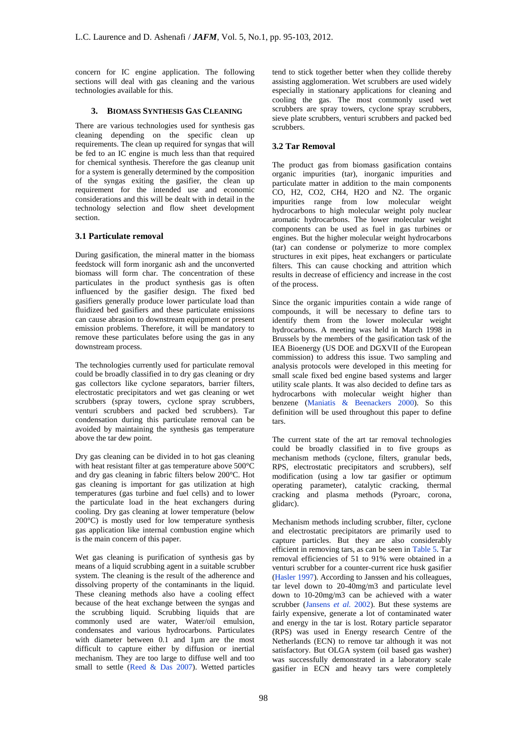concern for IC engine application. The following sections will deal with gas cleaning and the various technologies available for this.

## 3. Biomass Synthesis Gas Cleaning

There are various technologies used for synthesis gas cleaning depending on the specific clean up requirements. The clean up required for syngas that will be fed to an IC engine is much less than that required for chemical synthesis. Therefore the gas cleanup unit for a system is generally determined by the composition of the syngas exiting the gasifier, the clean up requirement for the intended use and economic considerations and this will be dealt with in detail in the technology selection and flow sheet development section.

### 3.1 Particulate removal

During gasification, the mineral matter in the biomass feedstock will form inorganic ash and the unconverted biomass will form char. The concentration of these particulates in the product synthesis gas is often influenced by the gasifier design. The fixed bed gasifiers generally produce lower particulate load than fluidized bed gasifiers and these particulate emissions can cause abrasion to downstream equipment or present emission problems. Therefore, it will be mandatory to remove these particulates before using the gas in any downstream process.

The technologies currently used for particulate removal could be broadly classified in to dry gas cleaning or dry gas collectors like cyclone separators, barrier filters, electrostatic precipitators and wet gas cleaning or wet scrubbers (spray towers, cyclone spray scrubbers, venturi scrubbers and packed bed scrubbers). Tar condensation during this particulate removal can be avoided by maintaining the synthesis gas temperature above the tar dew point.

Dry gas cleaning can be divided in to hot gas cleaning with heat resistant filter at gas temperature above 500°C and dry gas cleaning in fabric filters below 200°C. Hot gas cleaning is important for gas utilization at high temperatures (gas turbine and fuel cells) and to lower the particulate load in the heat exchangers during cooling. Dry gas cleaning at lower temperature (below 200°C) is mostly used for low temperature synthesis gas application like internal combustion engine which is the main concern of this paper.

Wet gas cleaning is purification of synthesis gas by means of a liquid scrubbing agent in a suitable scrubber system. The cleaning is the result of the adherence and dissolving property of the contaminants in the liquid. These cleaning methods also have a cooling effect because of the heat exchange between the syngas and the scrubbing liquid. Scrubbing liquids that are commonly used are water, Water/oil emulsion, condensates and various hydrocarbons. Particulates with diameter between 0.1 and 1µm are the most difficult to capture either by diffusion or inertial mechanism. They are too large to diffuse well and too small to settle (Reed & Das 2007). Wetted particles tend to stick together better when they collide thereby assisting agglomeration. Wet scrubbers are used widely especially in stationary applications for cleaning and cooling the gas. The most commonly used wet scrubbers are spray towers, cyclone spray scrubbers, sieve plate scrubbers, venturi scrubbers and packed bed scrubbers.

### 3.2 Tar Removal

The product gas from biomass gasification contains organic impurities (tar), inorganic impurities and particulate matter in addition to the main components CO, $H_2$, $CO_2$, $CH_4$, $H_2O$ and $N_2$. The organic impurities range from low molecular weight hydrocarbons to high molecular weight poly nuclear aromatic hydrocarbons. The lower molecular weight components can be used as fuel in gas turbines or engines. But the higher molecular weight hydrocarbons (tar) can condense or polymerize to more complex structures in exit pipes, heat exchangers or particulate filters. This can cause chocking and attrition which results in decrease of efficiency and increase in the cost of the process.

Since the organic impurities contain a wide range of compounds, it will be necessary to define tars to identify them from the lower molecular weight hydrocarbons. A meeting was held in March 1998 in Brussels by the members of the gasification task of the IEA Bioenergy (US DOE and DGXVII of the European commission) to address this issue. Two sampling and analysis protocols were developed in this meeting for small scale fixed bed engine based systems and larger utility scale plants. It was also decided to define tars as hydrocarbons with molecular weight higher than benzene (Maniatis & Beenackers 2000). So this definition will be used throughout this paper to define tars.

The current state of the art tar removal technologies could be broadly classified in to five groups as mechanism methods (cyclone, filters, granular beds, RPS, electrostatic precipitators and scrubbers), self modification (using a low tar gasifier or optimum operating parameter), catalytic cracking, thermal cracking and plasma methods (Pyroarc, corona, glidarc).

Mechanism methods including scrubber, filter, cyclone and electrostatic precipitators are primarily used to capture particles. But they are also considerably efficient in removing tars, as can be seen in Table 5. Tar removal efficiencies of 51 to 91% were obtained in a venturi scrubber for a counter-current rice husk gasifier (Hasler 1997). According to Janssen and his colleagues, tar level down to 20-40mg/m3 and particulate level down to 10-20mg/m3 can be achieved with a water scrubber (Jansens *et al.* 2002). But these systems are fairly expensive, generate a lot of contaminated water and energy in the tar is lost. Rotary particle separator (RPS) was used in Energy research Centre of the Netherlands (ECN) to remove tar although it was not satisfactory. But OLGA system (oil based gas washer) was successfully demonstrated in a laboratory scale gasifier in ECN and heavy tars were completely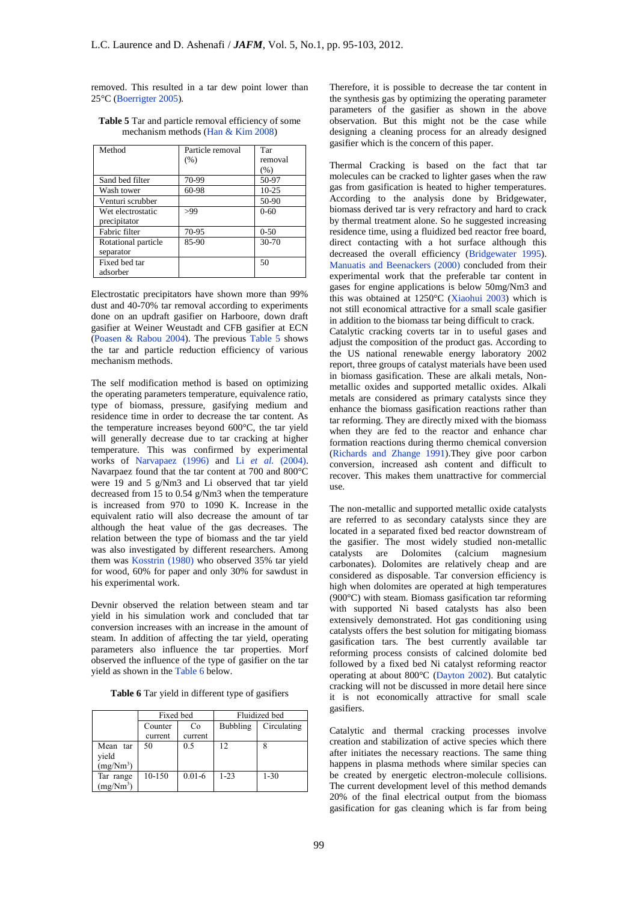removed. This resulted in a tar dew point lower than 25°C (Boerrigter 2005).

**Table 5** Tar and particle removal efficiency of some mechanism methods (Han & Kim 2008)

| Method | Particle removal (%) | Tar removal (%) |
|---|---|---|
| Sand bed filter | 70-99 | 50-97 |
| Wash tower | 60-98 | 10-25 |
| Venturi scrubber | | 50-90 |
| Wet electrostatic precipitator | >99 | 0-60 |
| Fabric filter | 70-95 | 0-50 |
| Rotational particle separator | 85-90 | 30-70 |
| Fixed bed tar adsorber | | 50 |

Electrostatic precipitators have shown more than 99% dust and 40-70% tar removal according to experiments done on an updraft gasifier on Harboore, down draft gasifier at Weiner Weustadt and CFB gasifier at ECN (Poasen & Rabou 2004). The previous Table 5 shows the tar and particle reduction efficiency of various mechanism methods.

The self modification method is based on optimizing the operating parameters temperature, equivalence ratio, type of biomass, pressure, gasifying medium and residence time in order to decrease the tar content. As the temperature increases beyond 600°C, the tar yield will generally decrease due to tar cracking at higher temperature. This was confirmed by experimental works of Narvapaez (1996) and Li *et al.* (2004). Navarpaez found that the tar content at 700 and 800°C were 19 and 5 g/Nm3 and Li observed that tar yield decreased from 15 to 0.54 g/Nm3 when the temperature is increased from 970 to 1090 K. Increase in the equivalent ratio will also decrease the amount of tar although the heat value of the gas decreases. The relation between the type of biomass and the tar yield was also investigated by different researchers. Among them was Kosstrin (1980) who observed 35% tar yield for wood, 60% for paper and only 30% for sawdust in his experimental work.

Devnir observed the relation between steam and tar yield in his simulation work and concluded that tar conversion increases with an increase in the amount of steam. In addition of affecting the tar yield, operating parameters also influence the tar properties. Morf observed the influence of the type of gasifier on the tar yield as shown in the Table 6 below.

**Table 6** Tar yield in different type of gasifiers

| | Fixed bed | | Fluidized bed | |
|---|---|---|---|---|
| | Counter current | Co current | Bubbling | Circulating |
| Mean tar yield ($mg/Nm^3$) | 50 | 0.5 | 12 | 8 |
| Tar range ($mg/Nm^3$) | 10-150 | 0.01-6 | 1-23 | 1-30 |

Therefore, it is possible to decrease the tar content in the synthesis gas by optimizing the operating parameter parameters of the gasifier as shown in the above observation. But this might not be the case while designing a cleaning process for an already designed gasifier which is the concern of this paper.

Thermal Cracking is based on the fact that tar molecules can be cracked to lighter gases when the raw gas from gasification is heated to higher temperatures. According to the analysis done by Bridgewater, biomass derived tar is very refractory and hard to crack by thermal treatment alone. So he suggested increasing residence time, using a fluidized bed reactor free board, direct contacting with a hot surface although this decreased the overall efficiency (Bridgewater 1995). Manuatis and Beenackers (2000) concluded from their experimental work that the preferable tar content in gases for engine applications is below 50mg/Nm3 and this was obtained at 1250°C (Xiaohui 2003) which is not still economical attractive for a small scale gasifier in addition to the biomass tar being difficult to crack.
Catalytic cracking coverts tar in to useful gases and adjust the composition of the product gas. According to the US national renewable energy laboratory 2002 report, three groups of catalyst materials have been used in biomass gasification. These are alkali metals, Non-metallic oxides and supported metallic oxides. Alkali metals are considered as primary catalysts since they enhance the biomass gasification reactions rather than tar reforming. They are directly mixed with the biomass when they are fed to the reactor and enhance char formation reactions during thermo chemical conversion (Richards and Zhange 1991).They give poor carbon conversion, increased ash content and difficult to recover. This makes them unattractive for commercial use.

The non-metallic and supported metallic oxide catalysts are referred to as secondary catalysts since they are located in a separated fixed bed reactor downstream of the gasifier. The most widely studied non-metallic catalysts are Dolomites (calcium magnesium carbonates). Dolomites are relatively cheap and are considered as disposable. Tar conversion efficiency is high when dolomites are operated at high temperatures (900°C) with steam. Biomass gasification tar reforming with supported Ni based catalysts has also been extensively demonstrated. Hot gas conditioning using catalysts offers the best solution for mitigating biomass gasification tars. The best currently available tar reforming process consists of calcined dolomite bed followed by a fixed bed Ni catalyst reforming reactor operating at about 800°C (Dayton 2002). But catalytic cracking will not be discussed in more detail here since it is not economically attractive for small scale gasifiers.

Catalytic and thermal cracking processes involve creation and stabilization of active species which there after initiates the necessary reactions. The same thing happens in plasma methods where similar species can be created by energetic electron-molecule collisions. The current development level of this method demands 20% of the final electrical output from the biomass gasification for gas cleaning which is far from being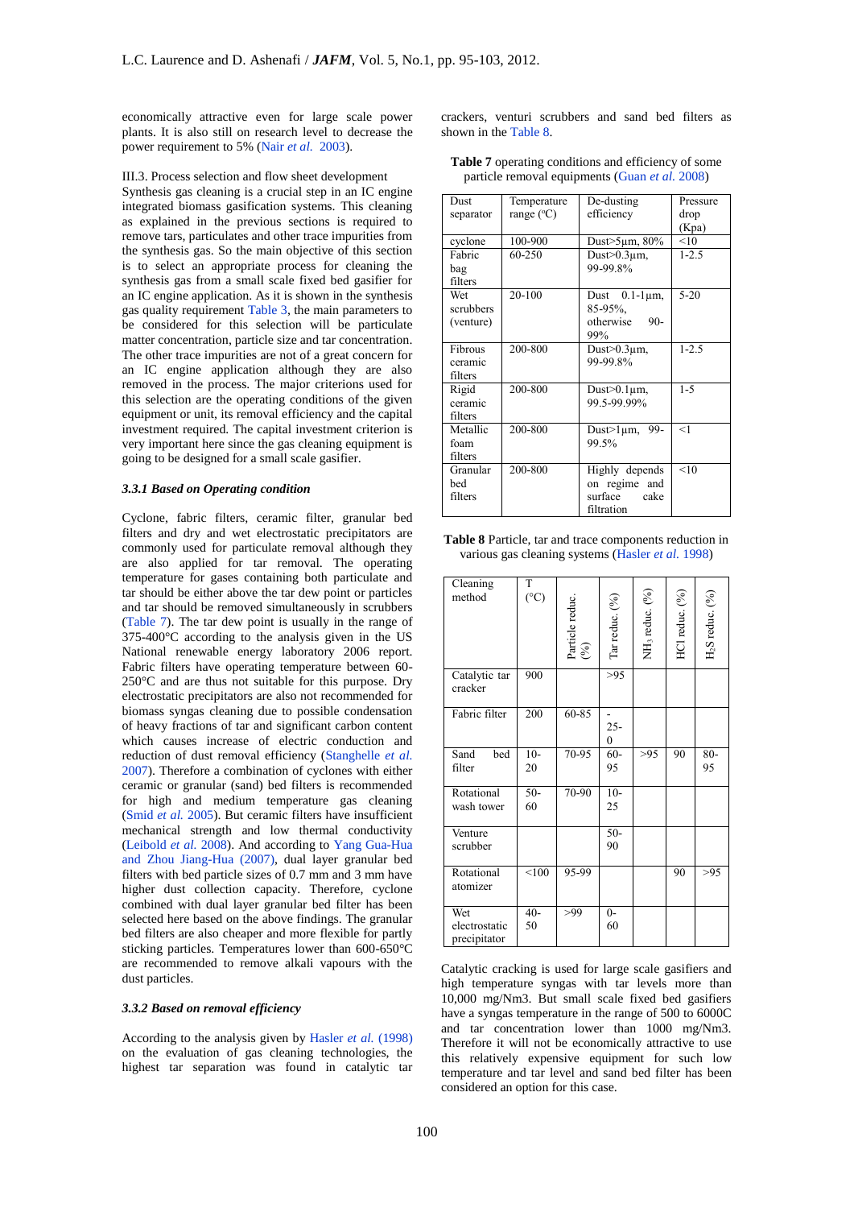economically attractive even for large scale power plants. It is also still on research level to decrease the power requirement to 5% (Nair *et al.* 2003).

III.3. Process selection and flow sheet development

Synthesis gas cleaning is a crucial step in an IC engine integrated biomass gasification systems. This cleaning as explained in the previous sections is required to remove tars, particulates and other trace impurities from the synthesis gas. So the main objective of this section is to select an appropriate process for cleaning the synthesis gas from a small scale fixed bed gasifier for an IC engine application. As it is shown in the synthesis gas quality requirement Table 3, the main parameters to be considered for this selection will be particulate matter concentration, particle size and tar concentration. The other trace impurities are not of a great concern for an IC engine application although they are also removed in the process. The major criterions used for this selection are the operating conditions of the given equipment or unit, its removal efficiency and the capital investment required. The capital investment criterion is very important here since the gas cleaning equipment is going to be designed for a small scale gasifier.

### *3.3.1 Based on Operating condition*

Cyclone, fabric filters, ceramic filter, granular bed filters and dry and wet electrostatic precipitators are commonly used for particulate removal although they are also applied for tar removal. The operating temperature for gases containing both particulate and tar should be either above the tar dew point or particles and tar should be removed simultaneously in scrubbers (Table 7). The tar dew point is usually in the range of 375-400°C according to the analysis given in the US National renewable energy laboratory 2006 report. Fabric filters have operating temperature between 60-250°C and are thus not suitable for this purpose. Dry electrostatic precipitators are also not recommended for biomass syngas cleaning due to possible condensation of heavy fractions of tar and significant carbon content which causes increase of electric conduction and reduction of dust removal efficiency (Stanghelle *et al.* 2007). Therefore a combination of cyclones with either ceramic or granular (sand) bed filters is recommended for high and medium temperature gas cleaning (Smid *et al.* 2005). But ceramic filters have insufficient mechanical strength and low thermal conductivity (Leibold *et al.* 2008). And according to Yang Gua-Hua and Zhou Jiang-Hua (2007), dual layer granular bed filters with bed particle sizes of 0.7 mm and 3 mm have higher dust collection capacity. Therefore, cyclone combined with dual layer granular bed filter has been selected here based on the above findings. The granular bed filters are also cheaper and more flexible for partly sticking particles. Temperatures lower than 600-650°C are recommended to remove alkali vapours with the dust particles.

### *3.3.2 Based on removal efficiency*

According to the analysis given by Hasler *et al.* (1998) on the evaluation of gas cleaning technologies, the highest tar separation was found in catalytic tar crackers, venturi scrubbers and sand bed filters as shown in the Table 8.

**Table 7** operating conditions and efficiency of some particle removal equipments (Guan *et al.* 2008)

| Dust separator | Temperature range (°C) | De-dusting efficiency | Pressure drop (Kpa) |
|---|---|---|---|
| cyclone | 100-900 | Dust>5µm, 80% | <10 |
| Fabric bag filters | 60-250 | Dust>0.3µm, 99-99.8% | 1-2.5 |
| Wet scrubbers (venture) | 20-100 | Dust 0.1-1µm, 85-95%, otherwise 90-99% | 5-20 |
| Fibrous ceramic filters | 200-800 | Dust>0.3µm, 99-99.8% | 1-2.5 |
| Rigid ceramic filters | 200-800 | Dust>0.1µm, 99.5-99.99% | 1-5 |
| Metallic foam filters | 200-800 | Dust>1µm, 99-99.5% | <1 |
| Granular bed filters | 200-800 | Highly depends on regime and surface cake filtration | <10 |

**Table 8** Particle, tar and trace components reduction in various gas cleaning systems (Hasler *et al.* 1998)

| Cleaning method | T (°C) | Particle reduc. (%) | Tar reduc. (%) | $NH_3$ reduc. (%) | HCl reduc. (%) | $H_2S$ reduc. (%) |
|---|---|---|---|---|---|---|
| Catalytic tar cracker | 900 | | >95 | | | |
| Fabric filter | 200 | 60-85 | - 25-0 | | | |
| Sand bed filter | 10-20 | 70-95 | 60-95 | >95 | 90 | 80-95 |
| Rotational wash tower | 50-60 | 70-90 | 10-25 | | | |
| Venture scrubber | | | 50-90 | | | |
| Rotational atomizer | <100 | 95-99 | | | 90 | >95 |
| Wet electrostatic precipitator | 40-50 | >99 | 0-60 | | | |

Catalytic cracking is used for large scale gasifiers and high temperature syngas with tar levels more than 10,000 mg/Nm3. But small scale fixed bed gasifiers have a syngas temperature in the range of 500 to 6000C and tar concentration lower than 1000 mg/Nm3. Therefore it will not be economically attractive to use this relatively expensive equipment for such low temperature and tar level and sand bed filter has been considered an option for this case.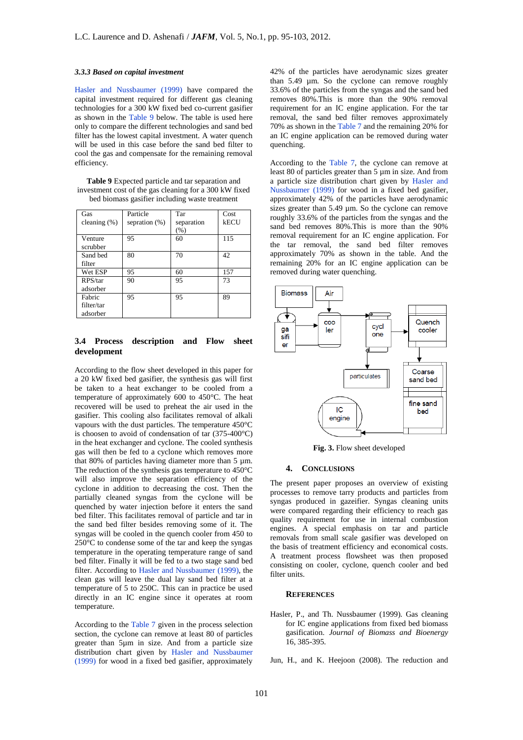#### 3.3.3 Based on capital investment

Hasler and Nussbaumer (1999) have compared the capital investment required for different gas cleaning technologies for a 300 kW fixed bed co-current gasifier as shown in the Table 9 below. The table is used here only to compare the different technologies and sand bed filter has the lowest capital investment. A water quench will be used in this case before the sand bed filter to cool the gas and compensate for the remaining removal efficiency.

**Table 9** Expected particle and tar separation and investment cost of the gas cleaning for a 300 kW fixed bed biomass gasifier including waste treatment

| Gas cleaning (%) | Particle sepration (%) | Tar separation (%) | Cost kECU |
|---|---|---|---|
| Venture scrubber | 95 | 60 | 115 |
| Sand bed filter | 80 | 70 | 42 |
| Wet ESP | 95 | 60 | 157 |
| RPS/tar adsorber | 90 | 95 | 73 |
| Fabric filter/tar adsorber | 95 | 95 | 89 |

### 3.4 Process description and Flow sheet development

According to the flow sheet developed in this paper for a 20 kW fixed bed gasifier, the synthesis gas will first be taken to a heat exchanger to be cooled from a temperature of approximately 600 to 450°C. The heat recovered will be used to preheat the air used in the gasifier. This cooling also facilitates removal of alkali vapours with the dust particles. The temperature 450°C is choosen to avoid of condensation of tar (375-400°C) in the heat exchanger and cyclone. The cooled synthesis gas will then be fed to a cyclone which removes more that 80% of particles having diameter more than 5 µm. The reduction of the synthesis gas temperature to 450°C will also improve the separation efficiency of the cyclone in addition to decreasing the cost. Then the partially cleaned syngas from the cyclone will be quenched by water injection before it enters the sand bed filter. This facilitates removal of particle and tar in the sand bed filter besides removing some of it. The syngas will be cooled in the quench cooler from 450 to 250°C to condense some of the tar and keep the syngas temperature in the operating temperature range of sand bed filter. Finally it will be fed to a two stage sand bed filter. According to Hasler and Nussbaumer (1999), the clean gas will leave the dual lay sand bed filter at a temperature of 5 to 250C. This can in practice be used directly in an IC engine since it operates at room temperature.

According to the Table 7 given in the process selection section, the cyclone can remove at least 80 of particles greater than 5µm in size. And from a particle size distribution chart given by Hasler and Nussbaumer (1999) for wood in a fixed bed gasifier, approximately 42% of the particles have aerodynamic sizes greater than 5.49 µm. So the cyclone can remove roughly 33.6% of the particles from the syngas and the sand bed removes 80%.This is more than the 90% removal requirement for an IC engine application. For the tar removal, the sand bed filter removes approximately 70% as shown in the Table 7 and the remaining 20% for an IC engine application can be removed during water quenching.

According to the Table 7, the cyclone can remove at least 80 of particles greater than 5 µm in size. And from a particle size distribution chart given by Hasler and Nussbaumer (1999) for wood in a fixed bed gasifier, approximately 42% of the particles have aerodynamic sizes greater than 5.49 µm. So the cyclone can remove roughly 33.6% of the particles from the syngas and the sand bed removes 80%.This is more than the 90% removal requirement for an IC engine application. For the tar removal, the sand bed filter removes approximately 70% as shown in the table. And the remaining 20% for an IC engine application can be removed during water quenching.

**Fig. 3.** Flow sheet developed

## 4. CONCLUSIONS

The present paper proposes an overview of existing processes to remove tarry products and particles from syngas produced in gazeifier. Syngas cleaning units were compared regarding their efficiency to reach gas quality requirement for use in internal combustion engines. A special emphasis on tar and particle removals from small scale gasifier was developed on the basis of treatment efficiency and economical costs. A treatment process flowsheet was then proposed consisting on cooler, cyclone, quench cooler and bed filter units.

## REFERENCES

Hasler, P., and Th. Nussbaumer (1999). Gas cleaning for IC engine applications from fixed bed biomass gasification. *Journal of Biomass and Bioenergy* 16, 385-395.

Jun, H., and K. Heejoon (2008). The reduction and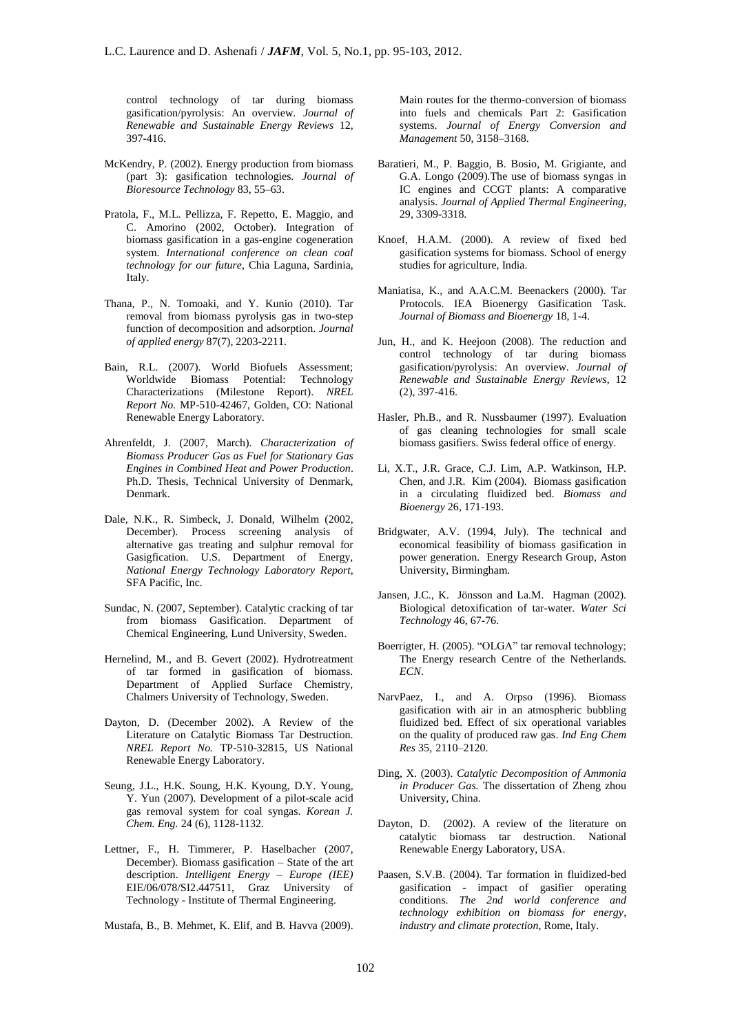control technology of tar during biomass gasification/pyrolysis: An overview. *Journal of Renewable and Sustainable Energy Reviews* 12, 397-416.

McKendry, P. (2002). Energy production from biomass (part 3): gasification technologies. *Journal of Bioresource Technology* 83, 55–63.

Pratola, F., M.L. Pellizza, F. Repetto, E. Maggio, and C. Amorino (2002, October). Integration of biomass gasification in a gas-engine cogeneration system. *International conference on clean coal technology for our future*, Chia Laguna, Sardinia, Italy.

Thana, P., N. Tomoaki, and Y. Kunio (2010). Tar removal from biomass pyrolysis gas in two-step function of decomposition and adsorption. *Journal of applied energy* 87(7), 2203-2211.

Bain, R.L. (2007). World Biofuels Assessment; Worldwide Biomass Potential: Technology Characterizations (Milestone Report). *NREL Report No.* MP-510-42467, Golden, CO: National Renewable Energy Laboratory.

Ahrenfeldt, J. (2007, March). *Characterization of Biomass Producer Gas as Fuel for Stationary Gas Engines in Combined Heat and Power Production*. Ph.D. Thesis, Technical University of Denmark, Denmark.

Dale, N.K., R. Simbeck, J. Donald, Wilhelm (2002, December). Process screening analysis of alternative gas treating and sulphur removal for Gasigfication. U.S. Department of Energy, *National Energy Technology Laboratory Report,* SFA Pacific, Inc.

Sundac, N. (2007, September). Catalytic cracking of tar from biomass Gasification. Department of Chemical Engineering, Lund University, Sweden.

Hernelind, M., and B. Gevert (2002). Hydrotreatment of tar formed in gasification of biomass. Department of Applied Surface Chemistry, Chalmers University of Technology, Sweden.

Dayton, D. (December 2002). A Review of the Literature on Catalytic Biomass Tar Destruction. *NREL Report No.* TP-510-32815, US National Renewable Energy Laboratory.

Seung, J.L., H.K. Soung, H.K. Kyoung, D.Y. Young, Y. Yun (2007). Development of a pilot-scale acid gas removal system for coal syngas. *Korean J. Chem. Eng.* 24 (6), 1128-1132.

Lettner, F., H. Timmerer, P. Haselbacher (2007, December). Biomass gasification – State of the art description. *Intelligent Energy – Europe (IEE)* EIE/06/078/SI2.447511, Graz University of Technology - Institute of Thermal Engineering.

Mustafa, B., B. Mehmet, K. Elif, and B. Havva (2009). Main routes for the thermo-conversion of biomass into fuels and chemicals Part 2: Gasification systems. *Journal of Energy Conversion and Management* 50, 3158–3168.

Baratieri, M., P. Baggio, B. Bosio, M. Grigiante, and G.A. Longo (2009).The use of biomass syngas in IC engines and CCGT plants: A comparative analysis. *Journal of Applied Thermal Engineering*, 29, 3309-3318.

Knoef, H.A.M. (2000). A review of fixed bed gasification systems for biomass. School of energy studies for agriculture, India.

Maniatisa, K., and A.A.C.M. Beenackers (2000). Tar Protocols. IEA Bioenergy Gasification Task. *Journal of Biomass and Bioenergy* 18, 1-4.

Jun, H., and K. Heejoon (2008). The reduction and control technology of tar during biomass gasification/pyrolysis: An overview. *Journal of Renewable and Sustainable Energy Reviews*, 12 (2), 397-416.

Hasler, Ph.B., and R. Nussbaumer (1997). Evaluation of gas cleaning technologies for small scale biomass gasifiers. Swiss federal office of energy.

Li, X.T., J.R. Grace, C.J. Lim, A.P. Watkinson, H.P. Chen, and J.R. Kim (2004). Biomass gasification in a circulating fluidized bed. *Biomass and Bioenergy* 26, 171-193.

Bridgwater, A.V. (1994, July). The technical and economical feasibility of biomass gasification in power generation. Energy Research Group, Aston University, Birmingham.

Jansen, J.C., K. Jönsson and La.M. Hagman (2002). Biological detoxification of tar-water. *Water Sci Technology* 46, 67-76.

Boerrigter, H. (2005). "OLGA" tar removal technology; The Energy research Centre of the Netherlands. *ECN*.

NarvPaez, I., and A. Orpso (1996). Biomass gasification with air in an atmospheric bubbling fluidized bed. Effect of six operational variables on the quality of produced raw gas. *Ind Eng Chem Res* 35, 2110–2120.

Ding, X. (2003). *Catalytic Decomposition of Ammonia in Producer Gas.* The dissertation of Zheng zhou University, China.

Dayton, D. (2002). A review of the literature on catalytic biomass tar destruction. National Renewable Energy Laboratory, USA.

Paasen, S.V.B. (2004). Tar formation in fluidized-bed gasification - impact of gasifier operating conditions. *The 2nd world conference and technology exhibition on biomass for energy, industry and climate protection,* Rome, Italy.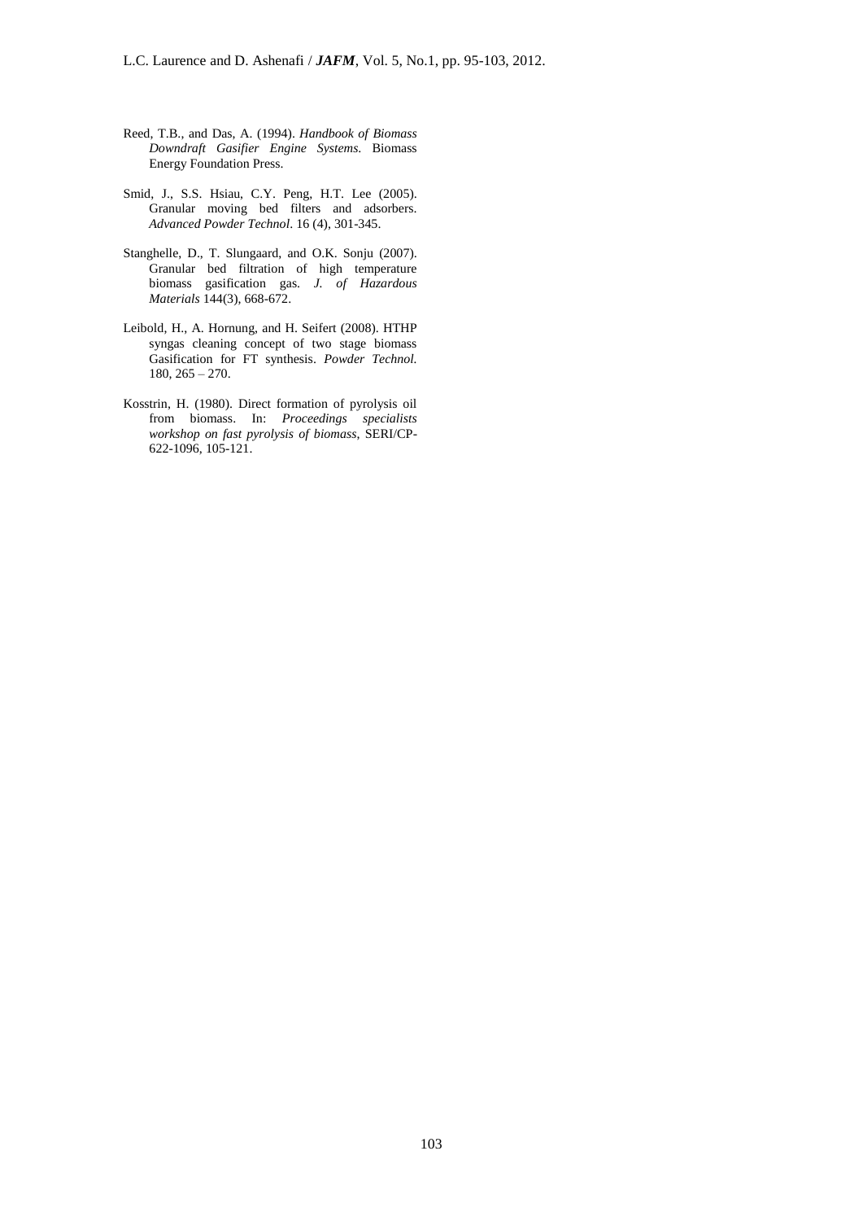Reed, T.B., and Das, A. (1994). *Handbook of Biomass Downdraft Gasifier Engine Systems.* Biomass Energy Foundation Press.

Smid, J., S.S. Hsiau, C.Y. Peng, H.T. Lee (2005). Granular moving bed filters and adsorbers. *Advanced Powder Technol*. 16 (4), 301-345.

Stanghelle, D., T. Slungaard, and O.K. Sonju (2007). Granular bed filtration of high temperature biomass gasification gas. *J. of Hazardous Materials* 144(3), 668-672.

Leibold, H., A. Hornung, and H. Seifert (2008). HTHP syngas cleaning concept of two stage biomass Gasification for FT synthesis. *Powder Technol.* 180, 265 – 270.

Kosstrin, H. (1980). Direct formation of pyrolysis oil from biomass. In: *Proceedings specialists workshop on fast pyrolysis of biomass*, SERI/CP-622-1096, 105-121.